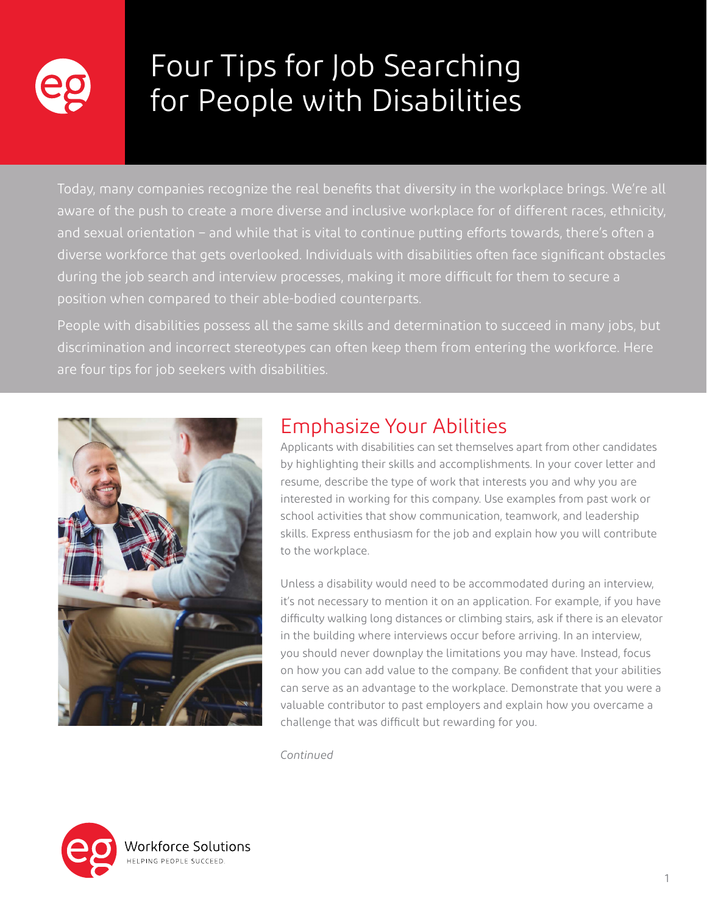# Four Tips for Job Searching for People with Disabilities

Today, many companies recognize the real benefits that diversity in the workplace brings. We're all aware of the push to create a more diverse and inclusive workplace for of different races, ethnicity, and sexual orientation – and while that is vital to continue putting efforts towards, there's often a diverse workforce that gets overlooked. Individuals with disabilities often face significant obstacles during the job search and interview processes, making it more difficult for them to secure a position when compared to their able-bodied counterparts.

People with disabilities possess all the same skills and determination to succeed in many jobs, but discrimination and incorrect stereotypes can often keep them from entering the workforce. Here are four tips for job seekers with disabilities.

## Emphasize Your Abilities

Applicants with disabilities can set themselves apart from other candidates by highlighting their skills and accomplishments. In your cover letter and resume, describe the type of work that interests you and why you are interested in working for this company. Use examples from past work or school activities that show communication, teamwork, and leadership skills. Express enthusiasm for the job and explain how you will contribute to the workplace.

Unless a disability would need to be accommodated during an interview, it's not necessary to mention it on an application. For example, if you have difficulty walking long distances or climbing stairs, ask if there is an elevator in the building where interviews occur before arriving. In an interview, you should never downplay the limitations you may have. Instead, focus on how you can add value to the company. Be confident that your abilities can serve as an advantage to the workplace. Demonstrate that you were a valuable contributor to past employers and explain how you overcame a challenge that was difficult but rewarding for you.

*Continued*

Workforce Solutions
HELPING PEOPLE SUCCEED.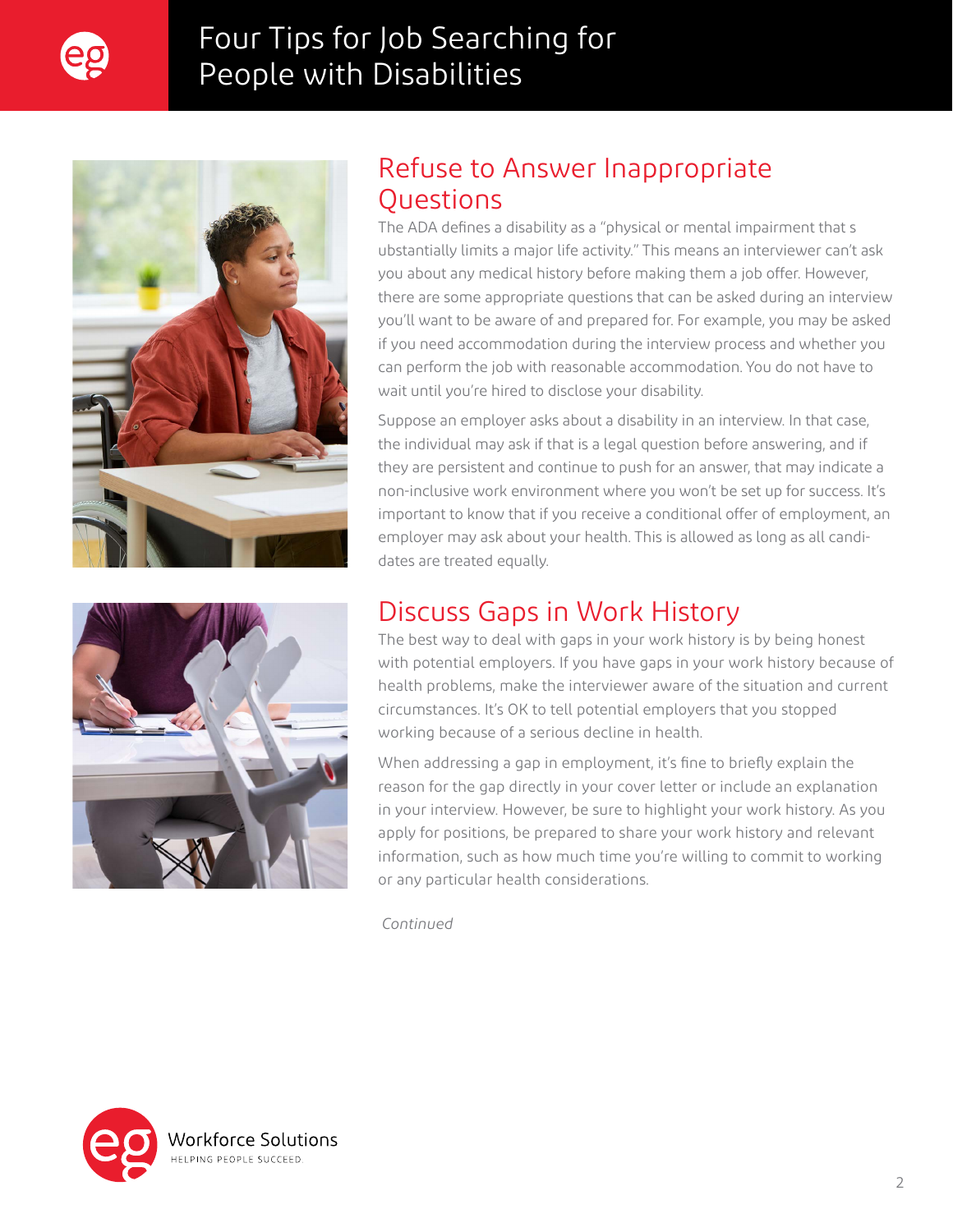# Four Tips for Job Searching for People with Disabilities

## Refuse to Answer Inappropriate Questions

The ADA defines a disability as a "physical or mental impairment that s ubstantially limits a major life activity." This means an interviewer can't ask you about any medical history before making them a job offer. However, there are some appropriate questions that can be asked during an interview you'll want to be aware of and prepared for. For example, you may be asked if you need accommodation during the interview process and whether you can perform the job with reasonable accommodation. You do not have to wait until you're hired to disclose your disability.

Suppose an employer asks about a disability in an interview. In that case, the individual may ask if that is a legal question before answering, and if they are persistent and continue to push for an answer, that may indicate a non-inclusive work environment where you won't be set up for success. It's important to know that if you receive a conditional offer of employment, an employer may ask about your health. This is allowed as long as all candidates are treated equally.

## Discuss Gaps in Work History

The best way to deal with gaps in your work history is by being honest with potential employers. If you have gaps in your work history because of health problems, make the interviewer aware of the situation and current circumstances. It's OK to tell potential employers that you stopped working because of a serious decline in health.

When addressing a gap in employment, it's fine to briefly explain the reason for the gap directly in your cover letter or include an explanation in your interview. However, be sure to highlight your work history. As you apply for positions, be prepared to share your work history and relevant information, such as how much time you're willing to commit to working or any particular health considerations.

*Continued*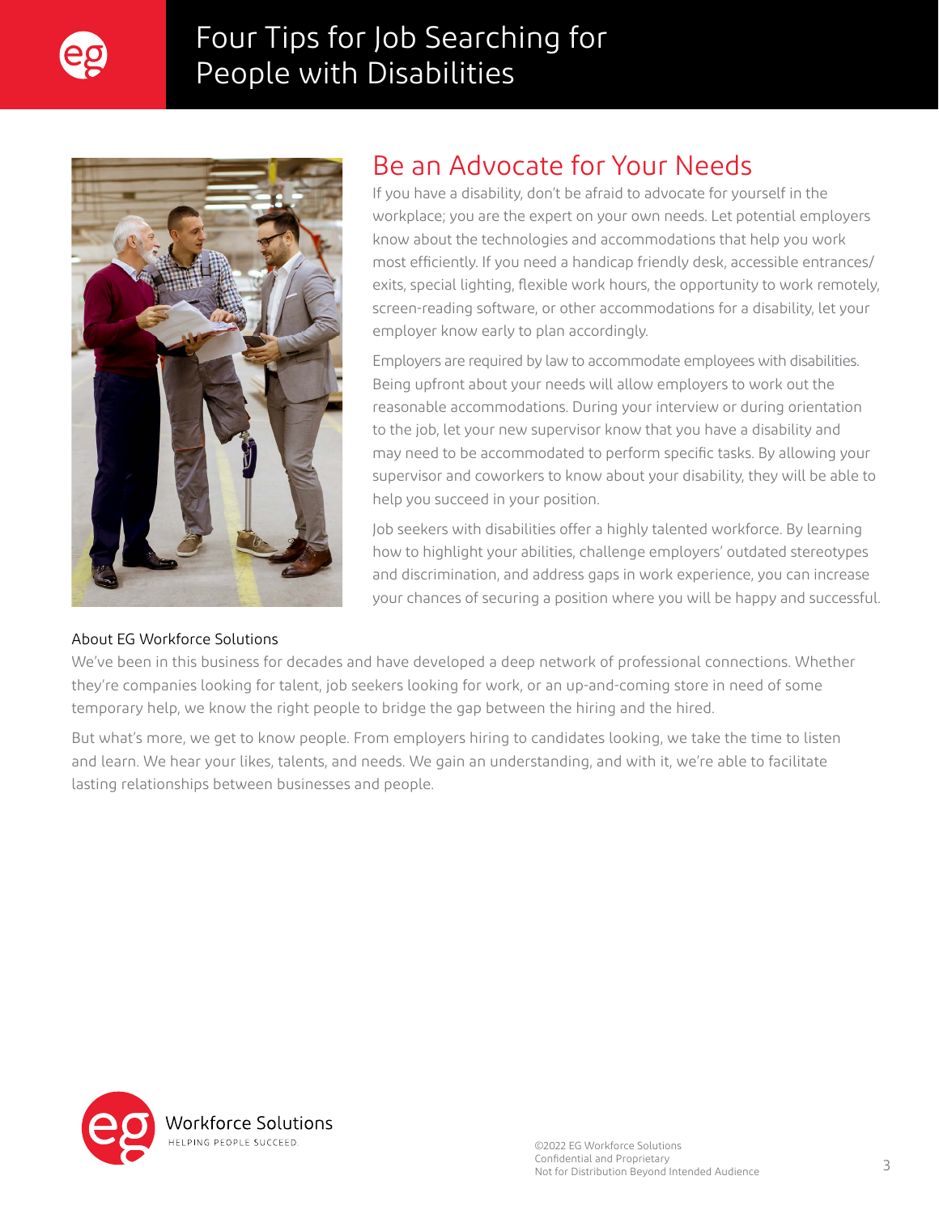# Four Tips for Job Searching for People with Disabilities

## Be an Advocate for Your Needs

If you have a disability, don't be afraid to advocate for yourself in the workplace; you are the expert on your own needs. Let potential employers know about the technologies and accommodations that help you work most efficiently. If you need a handicap friendly desk, accessible entrances/exits, special lighting, flexible work hours, the opportunity to work remotely, screen-reading software, or other accommodations for a disability, let your employer know early to plan accordingly.

Employers are required by law to accommodate employees with disabilities. Being upfront about your needs will allow employers to work out the reasonable accommodations. During your interview or during orientation to the job, let your new supervisor know that you have a disability and may need to be accommodated to perform specific tasks. By allowing your supervisor and coworkers to know about your disability, they will be able to help you succeed in your position.

Job seekers with disabilities offer a highly talented workforce. By learning how to highlight your abilities, challenge employers' outdated stereotypes and discrimination, and address gaps in work experience, you can increase your chances of securing a position where you will be happy and successful.

### About EG Workforce Solutions

We've been in this business for decades and have developed a deep network of professional connections. Whether they're companies looking for talent, job seekers looking for work, or an up-and-coming store in need of some temporary help, we know the right people to bridge the gap between the hiring and the hired.

But what's more, we get to know people. From employers hiring to candidates looking, we take the time to listen and learn. We hear your likes, talents, and needs. We gain an understanding, and with it, we're able to facilitate lasting relationships between businesses and people.

Workforce Solutions
HELPING PEOPLE SUCCEED.

©2022 EG Workforce Solutions
Confidential and Proprietary
Not for Distribution Beyond Intended Audience